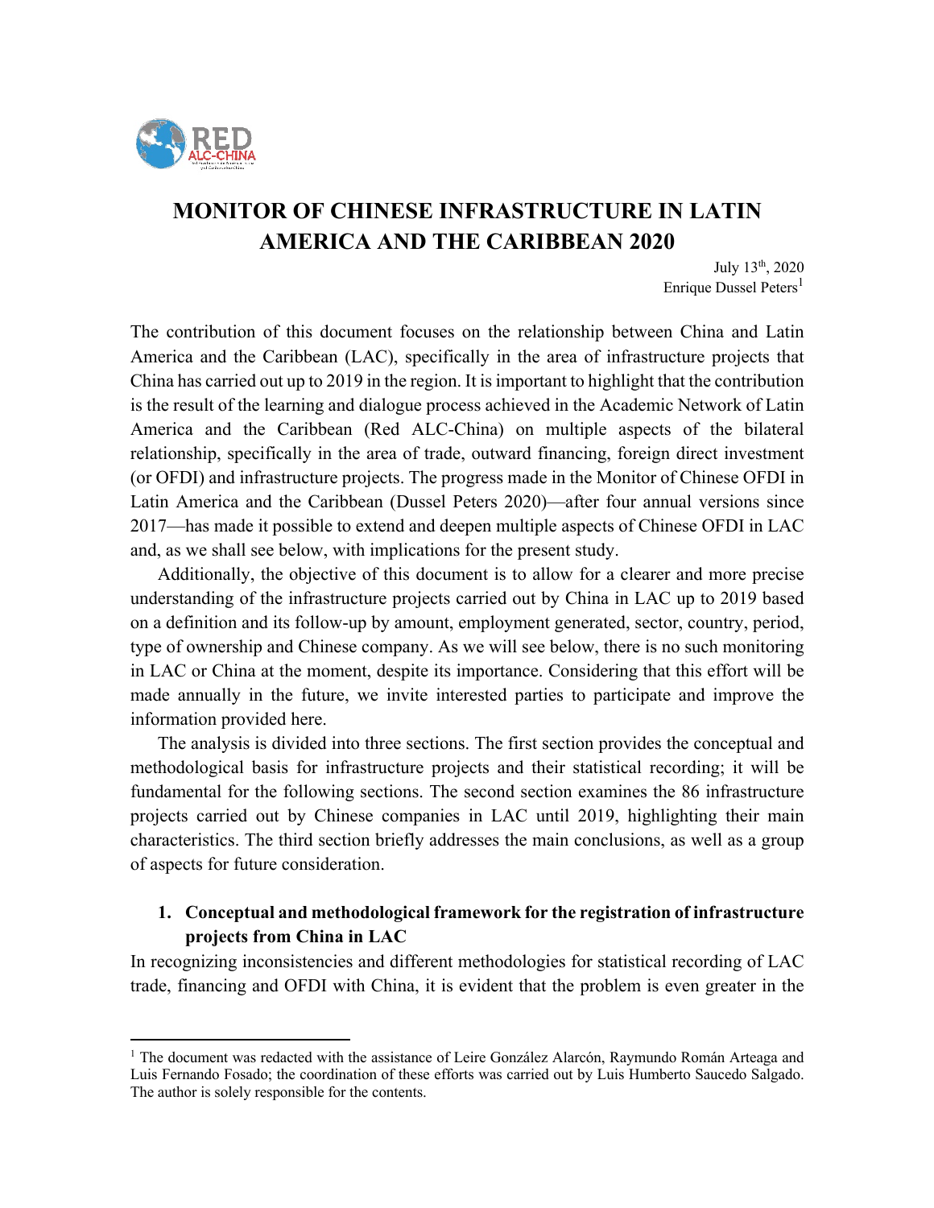# MONITOR OF CHINESE INFRASTRUCTURE IN LATIN AMERICA AND THE CARIBBEAN 2020

July 13th, 2020
Enrique Dussel Peters[1]

The contribution of this document focuses on the relationship between China and Latin America and the Caribbean (LAC), specifically in the area of infrastructure projects that China has carried out up to 2019 in the region. It is important to highlight that the contribution is the result of the learning and dialogue process achieved in the Academic Network of Latin America and the Caribbean (Red ALC-China) on multiple aspects of the bilateral relationship, specifically in the area of trade, outward financing, foreign direct investment (or OFDI) and infrastructure projects. The progress made in the Monitor of Chinese OFDI in Latin America and the Caribbean (Dussel Peters 2020)—after four annual versions since 2017—has made it possible to extend and deepen multiple aspects of Chinese OFDI in LAC and, as we shall see below, with implications for the present study.

Additionally, the objective of this document is to allow for a clearer and more precise understanding of the infrastructure projects carried out by China in LAC up to 2019 based on a definition and its follow-up by amount, employment generated, sector, country, period, type of ownership and Chinese company. As we will see below, there is no such monitoring in LAC or China at the moment, despite its importance. Considering that this effort will be made annually in the future, we invite interested parties to participate and improve the information provided here.

The analysis is divided into three sections. The first section provides the conceptual and methodological basis for infrastructure projects and their statistical recording; it will be fundamental for the following sections. The second section examines the 86 infrastructure projects carried out by Chinese companies in LAC until 2019, highlighting their main characteristics. The third section briefly addresses the main conclusions, as well as a group of aspects for future consideration.

## 1. Conceptual and methodological framework for the registration of infrastructure projects from China in LAC

In recognizing inconsistencies and different methodologies for statistical recording of LAC trade, financing and OFDI with China, it is evident that the problem is even greater in the

[1] The document was redacted with the assistance of Leire González Alarcón, Raymundo Román Arteaga and Luis Fernando Fosado; the coordination of these efforts was carried out by Luis Humberto Saucedo Salgado. The author is solely responsible for the contents.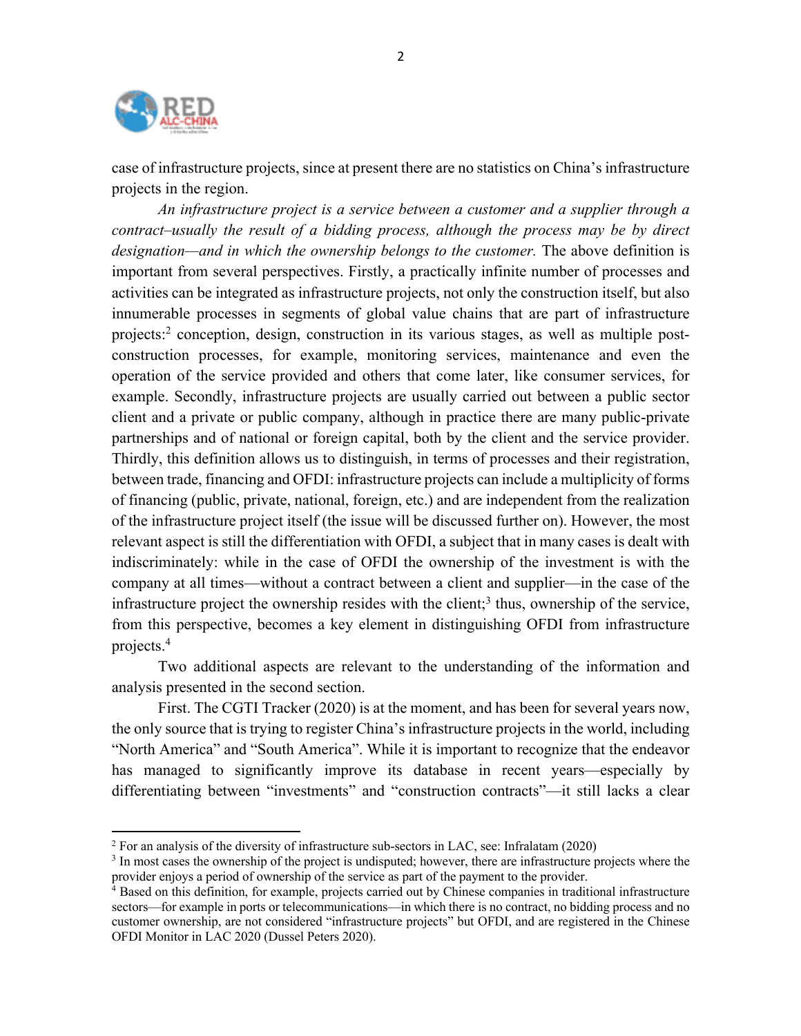case of infrastructure projects, since at present there are no statistics on China's infrastructure projects in the region.

*An infrastructure project is a service between a customer and a supplier through a contract–usually the result of a bidding process, although the process may be by direct designation—and in which the ownership belongs to the customer.* The above definition is important from several perspectives. Firstly, a practically infinite number of processes and activities can be integrated as infrastructure projects, not only the construction itself, but also innumerable processes in segments of global value chains that are part of infrastructure projects:[2] conception, design, construction in its various stages, as well as multiple post-construction processes, for example, monitoring services, maintenance and even the operation of the service provided and others that come later, like consumer services, for example. Secondly, infrastructure projects are usually carried out between a public sector client and a private or public company, although in practice there are many public-private partnerships and of national or foreign capital, both by the client and the service provider. Thirdly, this definition allows us to distinguish, in terms of processes and their registration, between trade, financing and OFDI: infrastructure projects can include a multiplicity of forms of financing (public, private, national, foreign, etc.) and are independent from the realization of the infrastructure project itself (the issue will be discussed further on). However, the most relevant aspect is still the differentiation with OFDI, a subject that in many cases is dealt with indiscriminately: while in the case of OFDI the ownership of the investment is with the company at all times—without a contract between a client and supplier—in the case of the infrastructure project the ownership resides with the client;[3] thus, ownership of the service, from this perspective, becomes a key element in distinguishing OFDI from infrastructure projects.[4]

Two additional aspects are relevant to the understanding of the information and analysis presented in the second section.

First. The CGTI Tracker (2020) is at the moment, and has been for several years now, the only source that is trying to register China's infrastructure projects in the world, including "North America" and "South America". While it is important to recognize that the endeavor has managed to significantly improve its database in recent years—especially by differentiating between "investments" and "construction contracts"—it still lacks a clear

---

[2] For an analysis of the diversity of infrastructure sub-sectors in LAC, see: Infralatam (2020)

[3] In most cases the ownership of the project is undisputed; however, there are infrastructure projects where the provider enjoys a period of ownership of the service as part of the payment to the provider.

[4] Based on this definition, for example, projects carried out by Chinese companies in traditional infrastructure sectors—for example in ports or telecommunications—in which there is no contract, no bidding process and no customer ownership, are not considered "infrastructure projects" but OFDI, and are registered in the Chinese OFDI Monitor in LAC 2020 (Dussel Peters 2020).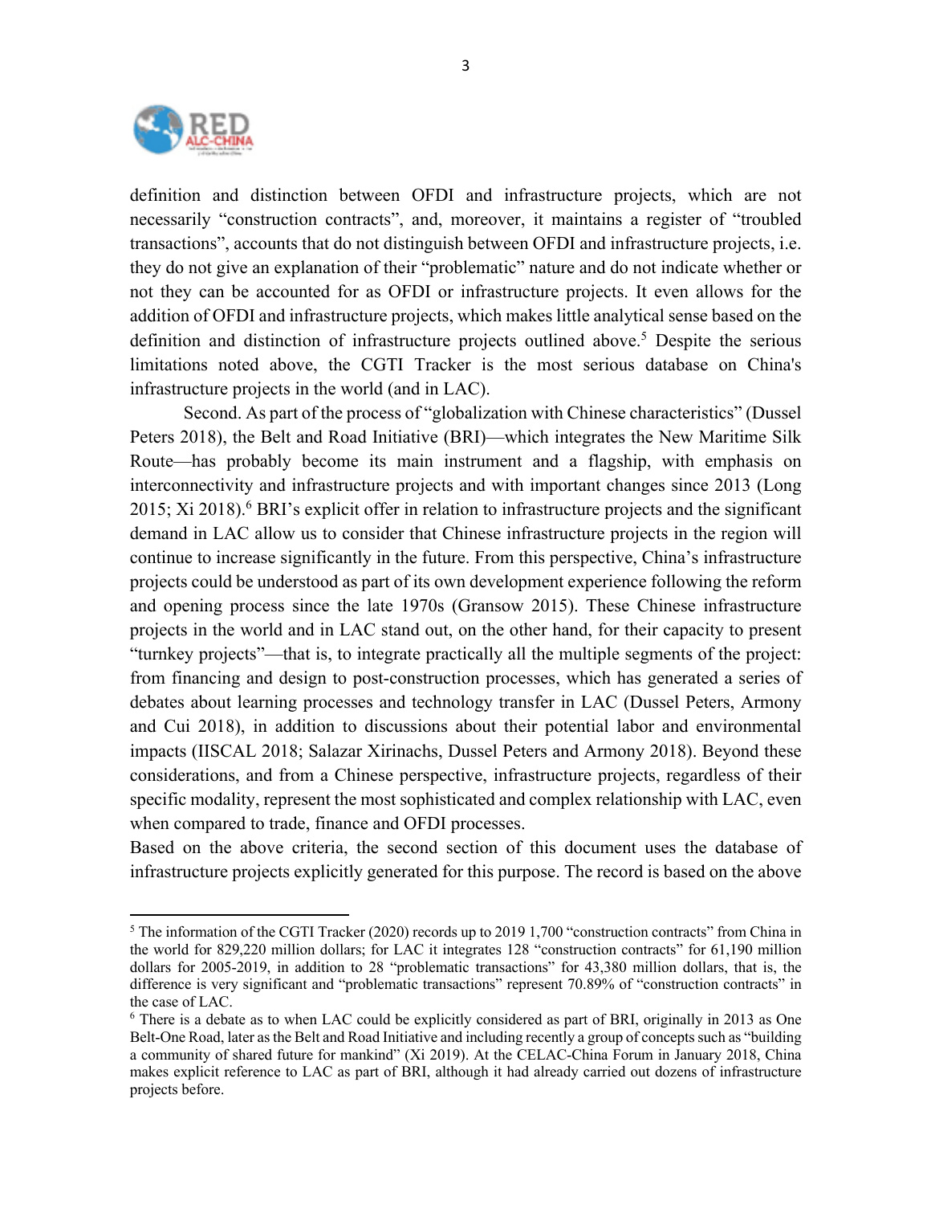definition and distinction between OFDI and infrastructure projects, which are not necessarily "construction contracts", and, moreover, it maintains a register of "troubled transactions", accounts that do not distinguish between OFDI and infrastructure projects, i.e. they do not give an explanation of their "problematic" nature and do not indicate whether or not they can be accounted for as OFDI or infrastructure projects. It even allows for the addition of OFDI and infrastructure projects, which makes little analytical sense based on the definition and distinction of infrastructure projects outlined above.[5] Despite the serious limitations noted above, the CGTI Tracker is the most serious database on China's infrastructure projects in the world (and in LAC).

Second. As part of the process of "globalization with Chinese characteristics" (Dussel Peters 2018), the Belt and Road Initiative (BRI)—which integrates the New Maritime Silk Route—has probably become its main instrument and a flagship, with emphasis on interconnectivity and infrastructure projects and with important changes since 2013 (Long 2015; Xi 2018).[6] BRI's explicit offer in relation to infrastructure projects and the significant demand in LAC allow us to consider that Chinese infrastructure projects in the region will continue to increase significantly in the future. From this perspective, China's infrastructure projects could be understood as part of its own development experience following the reform and opening process since the late 1970s (Gransow 2015). These Chinese infrastructure projects in the world and in LAC stand out, on the other hand, for their capacity to present "turnkey projects"—that is, to integrate practically all the multiple segments of the project: from financing and design to post-construction processes, which has generated a series of debates about learning processes and technology transfer in LAC (Dussel Peters, Armony and Cui 2018), in addition to discussions about their potential labor and environmental impacts (IISCAL 2018; Salazar Xirinachs, Dussel Peters and Armony 2018). Beyond these considerations, and from a Chinese perspective, infrastructure projects, regardless of their specific modality, represent the most sophisticated and complex relationship with LAC, even when compared to trade, finance and OFDI processes.

Based on the above criteria, the second section of this document uses the database of infrastructure projects explicitly generated for this purpose. The record is based on the above

---

[5] The information of the CGTI Tracker (2020) records up to 2019 1,700 "construction contracts" from China in the world for 829,220 million dollars; for LAC it integrates 128 "construction contracts" for 61,190 million dollars for 2005-2019, in addition to 28 "problematic transactions" for 43,380 million dollars, that is, the difference is very significant and "problematic transactions" represent 70.89% of "construction contracts" in the case of LAC.

[6] There is a debate as to when LAC could be explicitly considered as part of BRI, originally in 2013 as One Belt-One Road, later as the Belt and Road Initiative and including recently a group of concepts such as "building a community of shared future for mankind" (Xi 2019). At the CELAC-China Forum in January 2018, China makes explicit reference to LAC as part of BRI, although it had already carried out dozens of infrastructure projects before.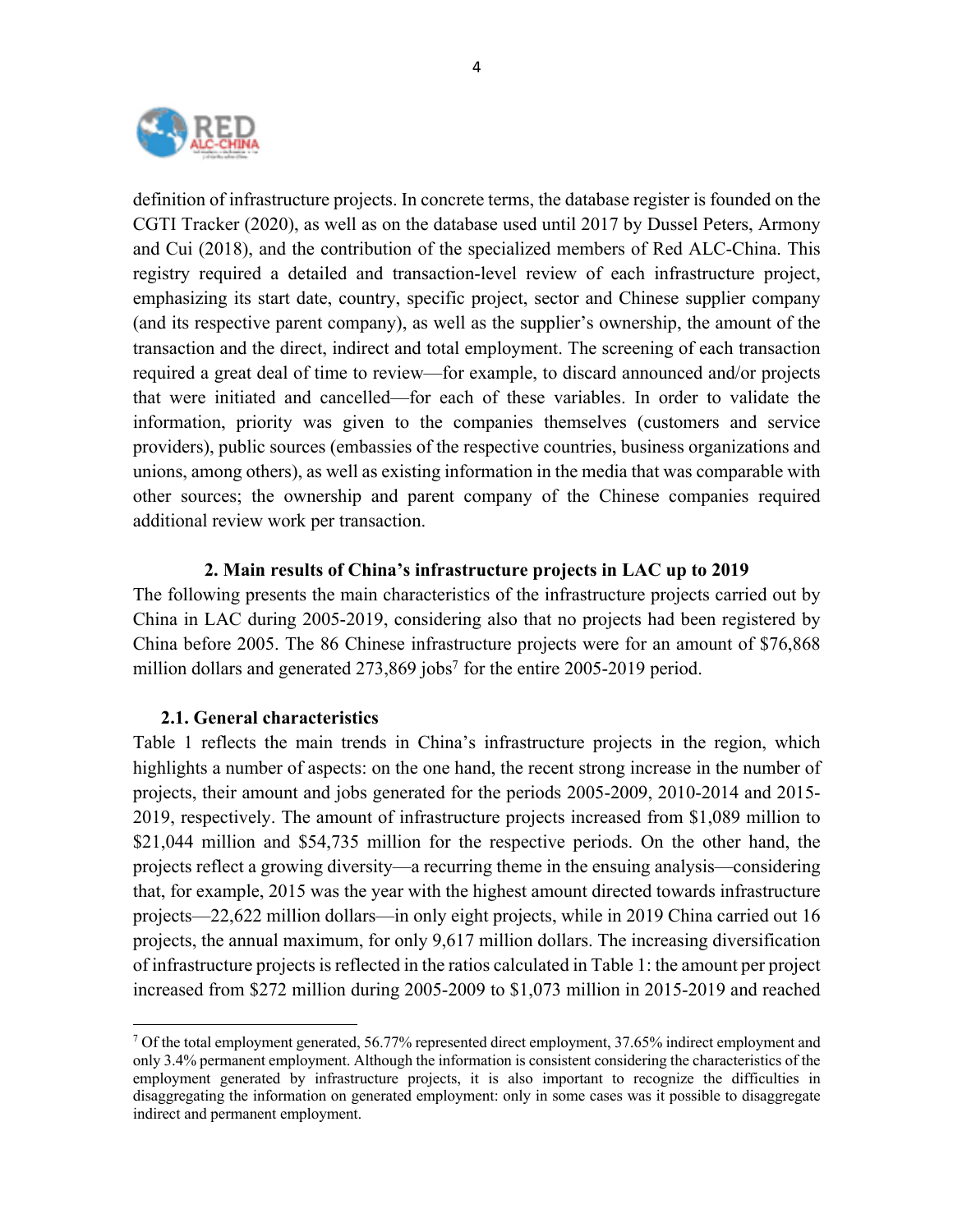definition of infrastructure projects. In concrete terms, the database register is founded on the CGTI Tracker (2020), as well as on the database used until 2017 by Dussel Peters, Armony and Cui (2018), and the contribution of the specialized members of Red ALC-China. This registry required a detailed and transaction-level review of each infrastructure project, emphasizing its start date, country, specific project, sector and Chinese supplier company (and its respective parent company), as well as the supplier's ownership, the amount of the transaction and the direct, indirect and total employment. The screening of each transaction required a great deal of time to review—for example, to discard announced and/or projects that were initiated and cancelled—for each of these variables. In order to validate the information, priority was given to the companies themselves (customers and service providers), public sources (embassies of the respective countries, business organizations and unions, among others), as well as existing information in the media that was comparable with other sources; the ownership and parent company of the Chinese companies required additional review work per transaction.

## 2. Main results of China's infrastructure projects in LAC up to 2019

The following presents the main characteristics of the infrastructure projects carried out by China in LAC during 2005-2019, considering also that no projects had been registered by China before 2005. The 86 Chinese infrastructure projects were for an amount of $76,868 million dollars and generated 273,869 jobs[7] for the entire 2005-2019 period.

### 2.1. General characteristics

Table 1 reflects the main trends in China's infrastructure projects in the region, which highlights a number of aspects: on the one hand, the recent strong increase in the number of projects, their amount and jobs generated for the periods 2005-2009, 2010-2014 and 2015-2019, respectively. The amount of infrastructure projects increased from $1,089 million to $21,044 million and $54,735 million for the respective periods. On the other hand, the projects reflect a growing diversity—a recurring theme in the ensuing analysis—considering that, for example, 2015 was the year with the highest amount directed towards infrastructure projects—22,622 million dollars—in only eight projects, while in 2019 China carried out 16 projects, the annual maximum, for only 9,617 million dollars. The increasing diversification of infrastructure projects is reflected in the ratios calculated in Table 1: the amount per project increased from $272 million during 2005-2009 to $1,073 million in 2015-2019 and reached

[7] Of the total employment generated, 56.77% represented direct employment, 37.65% indirect employment and only 3.4% permanent employment. Although the information is consistent considering the characteristics of the employment generated by infrastructure projects, it is also important to recognize the difficulties in disaggregating the information on generated employment: only in some cases was it possible to disaggregate indirect and permanent employment.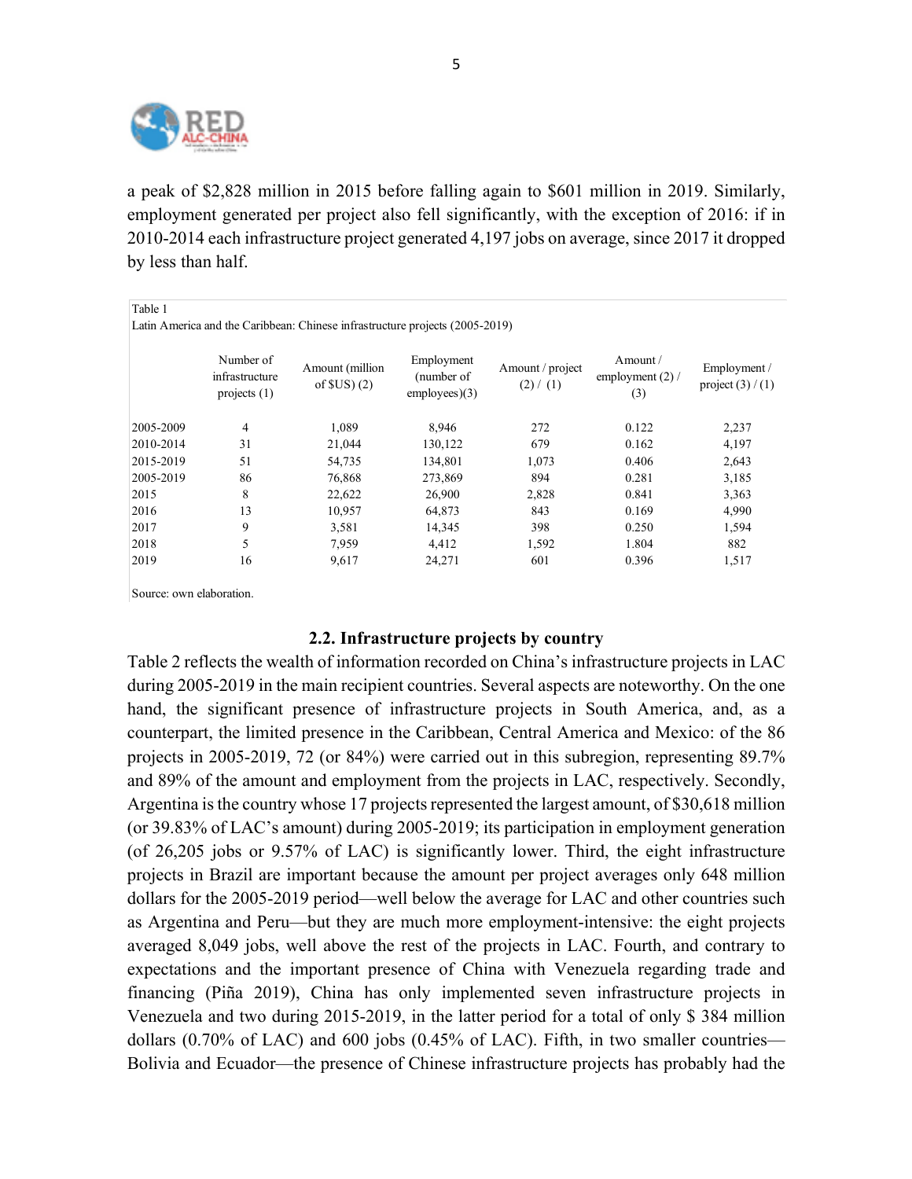a peak of $2,828 million in 2015 before falling again to $601 million in 2019. Similarly, employment generated per project also fell significantly, with the exception of 2016: if in 2010-2014 each infrastructure project generated 4,197 jobs on average, since 2017 it dropped by less than half.

Table 1
Latin America and the Caribbean: Chinese infrastructure projects (2005-2019)

| | Number of infrastructure projects (1) | Amount (million of $US) (2) | Employment (number of employees)(3) | Amount / project (2) / (1) | Amount / employment (2) / (3) | Employment / project (3) / (1) |
|---|---|---|---|---|---|---|
| 2005-2009 | 4 | 1,089 | 8,946 | 272 | 0.122 | 2,237 |
| 2010-2014 | 31 | 21,044 | 130,122 | 679 | 0.162 | 4,197 |
| 2015-2019 | 51 | 54,735 | 134,801 | 1,073 | 0.406 | 2,643 |
| 2005-2019 | 86 | 76,868 | 273,869 | 894 | 0.281 | 3,185 |
| 2015 | 8 | 22,622 | 26,900 | 2,828 | 0.841 | 3,363 |
| 2016 | 13 | 10,957 | 64,873 | 843 | 0.169 | 4,990 |
| 2017 | 9 | 3,581 | 14,345 | 398 | 0.250 | 1,594 |
| 2018 | 5 | 7,959 | 4,412 | 1,592 | 1.804 | 882 |
| 2019 | 16 | 9,617 | 24,271 | 601 | 0.396 | 1,517 |

Source: own elaboration.

### 2.2. Infrastructure projects by country

Table 2 reflects the wealth of information recorded on China's infrastructure projects in LAC during 2005-2019 in the main recipient countries. Several aspects are noteworthy. On the one hand, the significant presence of infrastructure projects in South America, and, as a counterpart, the limited presence in the Caribbean, Central America and Mexico: of the 86 projects in 2005-2019, 72 (or 84%) were carried out in this subregion, representing 89.7% and 89% of the amount and employment from the projects in LAC, respectively. Secondly, Argentina is the country whose 17 projects represented the largest amount, of $30,618 million (or 39.83% of LAC's amount) during 2005-2019; its participation in employment generation (of 26,205 jobs or 9.57% of LAC) is significantly lower. Third, the eight infrastructure projects in Brazil are important because the amount per project averages only 648 million dollars for the 2005-2019 period—well below the average for LAC and other countries such as Argentina and Peru—but they are much more employment-intensive: the eight projects averaged 8,049 jobs, well above the rest of the projects in LAC. Fourth, and contrary to expectations and the important presence of China with Venezuela regarding trade and financing (Piña 2019), China has only implemented seven infrastructure projects in Venezuela and two during 2015-2019, in the latter period for a total of only $ 384 million dollars (0.70% of LAC) and 600 jobs (0.45% of LAC). Fifth, in two smaller countries—Bolivia and Ecuador—the presence of Chinese infrastructure projects has probably had the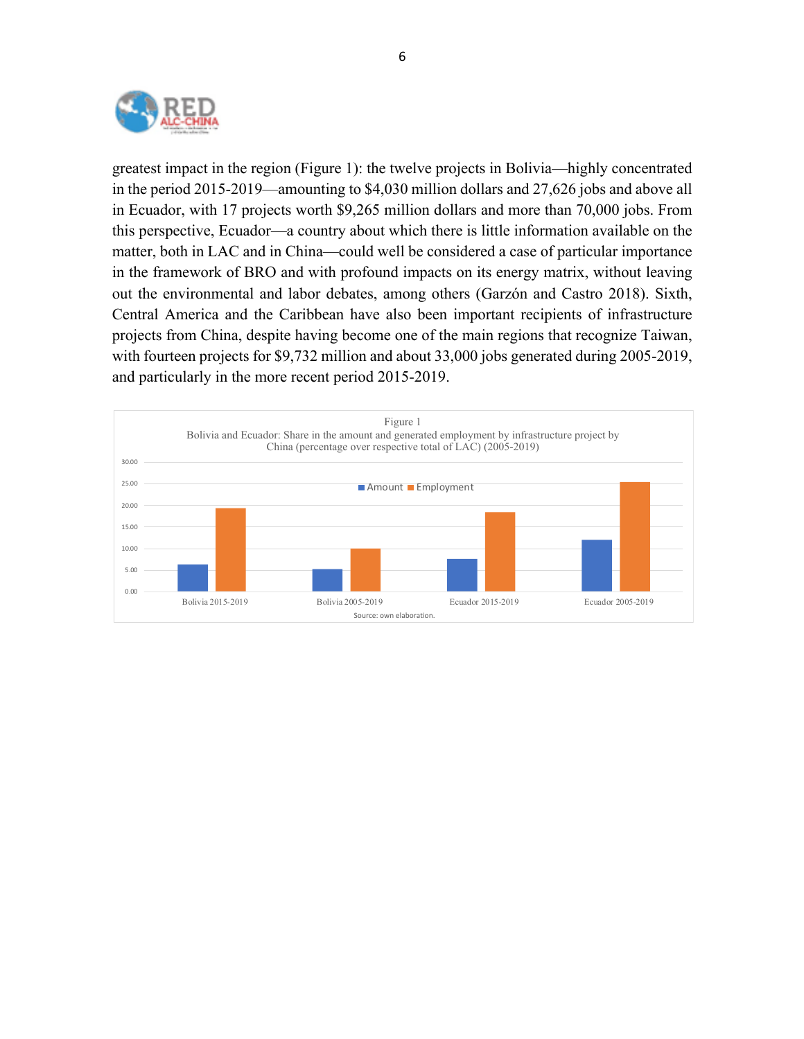greatest impact in the region (Figure 1): the twelve projects in Bolivia—highly concentrated in the period 2015-2019—amounting to $4,030 million dollars and 27,626 jobs and above all in Ecuador, with 17 projects worth $9,265 million dollars and more than 70,000 jobs. From this perspective, Ecuador—a country about which there is little information available on the matter, both in LAC and in China—could well be considered a case of particular importance in the framework of BRO and with profound impacts on its energy matrix, without leaving out the environmental and labor debates, among others (Garzón and Castro 2018). Sixth, Central America and the Caribbean have also been important recipients of infrastructure projects from China, despite having become one of the main regions that recognize Taiwan, with fourteen projects for $9,732 million and about 33,000 jobs generated during 2005-2019, and particularly in the more recent period 2015-2019.

Figure 1

Bolivia and Ecuador: Share in the amount and generated employment by infrastructure project by China (percentage over respective total of LAC) (2005-2019)

Source: own elaboration.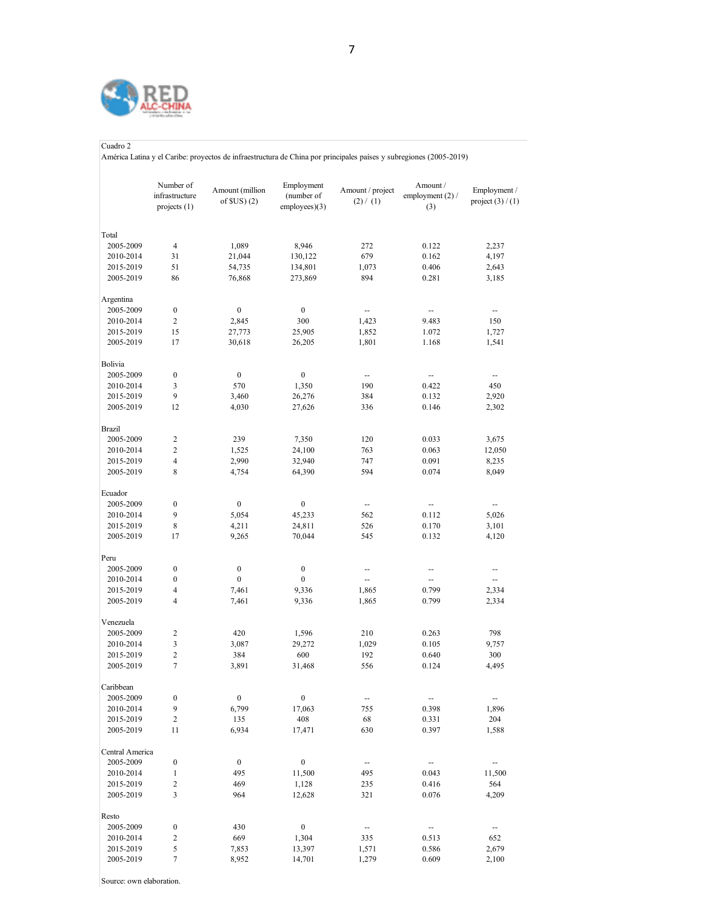Cuadro 2
América Latina y el Caribe: proyectos de infraestructura de China por principales países y subregiones (2005-2019)

| | Number of infrastructure projects (1) | Amount (million of $US) (2) | Employment (number of employees)(3) | Amount / project (2) / (1) | Amount / employment (2) / (3) | Employment / project (3) / (1) |
|---|---|---|---|---|---|---|
| **Total** | | | | | | |
| 2005-2009 | 4 | 1,089 | 8,946 | 272 | 0.122 | 2,237 |
| 2010-2014 | 31 | 21,044 | 130,122 | 679 | 0.162 | 4,197 |
| 2015-2019 | 51 | 54,735 | 134,801 | 1,073 | 0.406 | 2,643 |
| 2005-2019 | 86 | 76,868 | 273,869 | 894 | 0.281 | 3,185 |
| **Argentina** | | | | | | |
| 2005-2009 | 0 | 0 | 0 | -- | -- | -- |
| 2010-2014 | 2 | 2,845 | 300 | 1,423 | 9.483 | 150 |
| 2015-2019 | 15 | 27,773 | 25,905 | 1,852 | 1.072 | 1,727 |
| 2005-2019 | 17 | 30,618 | 26,205 | 1,801 | 1.168 | 1,541 |
| **Bolivia** | | | | | | |
| 2005-2009 | 0 | 0 | 0 | -- | -- | -- |
| 2010-2014 | 3 | 570 | 1,350 | 190 | 0.422 | 450 |
| 2015-2019 | 9 | 3,460 | 26,276 | 384 | 0.132 | 2,920 |
| 2005-2019 | 12 | 4,030 | 27,626 | 336 | 0.146 | 2,302 |
| **Brazil** | | | | | | |
| 2005-2009 | 2 | 239 | 7,350 | 120 | 0.033 | 3,675 |
| 2010-2014 | 2 | 1,525 | 24,100 | 763 | 0.063 | 12,050 |
| 2015-2019 | 4 | 2,990 | 32,940 | 747 | 0.091 | 8,235 |
| 2005-2019 | 8 | 4,754 | 64,390 | 594 | 0.074 | 8,049 |
| **Ecuador** | | | | | | |
| 2005-2009 | 0 | 0 | 0 | -- | -- | -- |
| 2010-2014 | 9 | 5,054 | 45,233 | 562 | 0.112 | 5,026 |
| 2015-2019 | 8 | 4,211 | 24,811 | 526 | 0.170 | 3,101 |
| 2005-2019 | 17 | 9,265 | 70,044 | 545 | 0.132 | 4,120 |
| **Peru** | | | | | | |
| 2005-2009 | 0 | 0 | 0 | -- | -- | -- |
| 2010-2014 | 0 | 0 | 0 | -- | -- | -- |
| 2015-2019 | 4 | 7,461 | 9,336 | 1,865 | 0.799 | 2,334 |
| 2005-2019 | 4 | 7,461 | 9,336 | 1,865 | 0.799 | 2,334 |
| **Venezuela** | | | | | | |
| 2005-2009 | 2 | 420 | 1,596 | 210 | 0.263 | 798 |
| 2010-2014 | 3 | 3,087 | 29,272 | 1,029 | 0.105 | 9,757 |
| 2015-2019 | 2 | 384 | 600 | 192 | 0.640 | 300 |
| 2005-2019 | 7 | 3,891 | 31,468 | 556 | 0.124 | 4,495 |
| **Caribbean** | | | | | | |
| 2005-2009 | 0 | 0 | 0 | -- | -- | -- |
| 2010-2014 | 9 | 6,799 | 17,063 | 755 | 0.398 | 1,896 |
| 2015-2019 | 2 | 135 | 408 | 68 | 0.331 | 204 |
| 2005-2019 | 11 | 6,934 | 17,471 | 630 | 0.397 | 1,588 |
| **Central America** | | | | | | |
| 2005-2009 | 0 | 0 | 0 | -- | -- | -- |
| 2010-2014 | 1 | 495 | 11,500 | 495 | 0.043 | 11,500 |
| 2015-2019 | 2 | 469 | 1,128 | 235 | 0.416 | 564 |
| 2005-2019 | 3 | 964 | 12,628 | 321 | 0.076 | 4,209 |
| **Resto** | | | | | | |
| 2005-2009 | 0 | 430 | 0 | -- | -- | -- |
| 2010-2014 | 2 | 669 | 1,304 | 335 | 0.513 | 652 |
| 2015-2019 | 5 | 7,853 | 13,397 | 1,571 | 0.586 | 2,679 |
| 2005-2019 | 7 | 8,952 | 14,701 | 1,279 | 0.609 | 2,100 |

Source: own elaboration.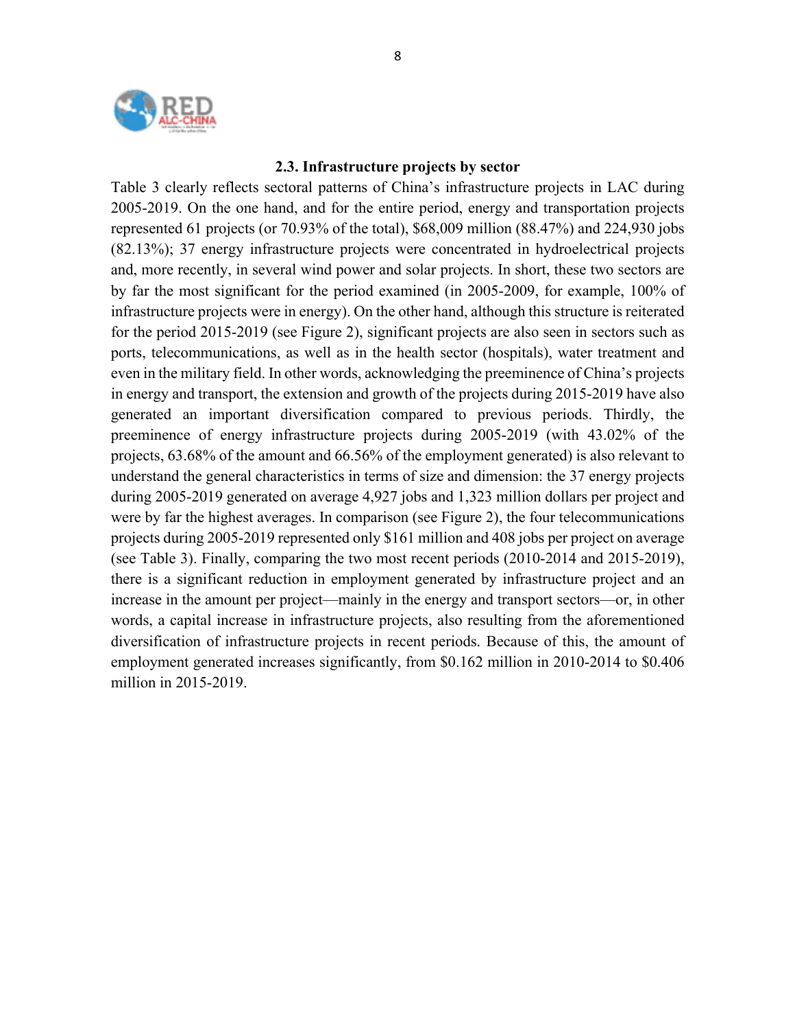### 2.3. Infrastructure projects by sector

Table 3 clearly reflects sectoral patterns of China's infrastructure projects in LAC during 2005-2019. On the one hand, and for the entire period, energy and transportation projects represented 61 projects (or 70.93% of the total), $68,009 million (88.47%) and 224,930 jobs (82.13%); 37 energy infrastructure projects were concentrated in hydroelectrical projects and, more recently, in several wind power and solar projects. In short, these two sectors are by far the most significant for the period examined (in 2005-2009, for example, 100% of infrastructure projects were in energy). On the other hand, although this structure is reiterated for the period 2015-2019 (see Figure 2), significant projects are also seen in sectors such as ports, telecommunications, as well as in the health sector (hospitals), water treatment and even in the military field. In other words, acknowledging the preeminence of China's projects in energy and transport, the extension and growth of the projects during 2015-2019 have also generated an important diversification compared to previous periods. Thirdly, the preeminence of energy infrastructure projects during 2005-2019 (with 43.02% of the projects, 63.68% of the amount and 66.56% of the employment generated) is also relevant to understand the general characteristics in terms of size and dimension: the 37 energy projects during 2005-2019 generated on average 4,927 jobs and 1,323 million dollars per project and were by far the highest averages. In comparison (see Figure 2), the four telecommunications projects during 2005-2019 represented only $161 million and 408 jobs per project on average (see Table 3). Finally, comparing the two most recent periods (2010-2014 and 2015-2019), there is a significant reduction in employment generated by infrastructure project and an increase in the amount per project—mainly in the energy and transport sectors—or, in other words, a capital increase in infrastructure projects, also resulting from the aforementioned diversification of infrastructure projects in recent periods. Because of this, the amount of employment generated increases significantly, from $0.162 million in 2010-2014 to $0.406 million in 2015-2019.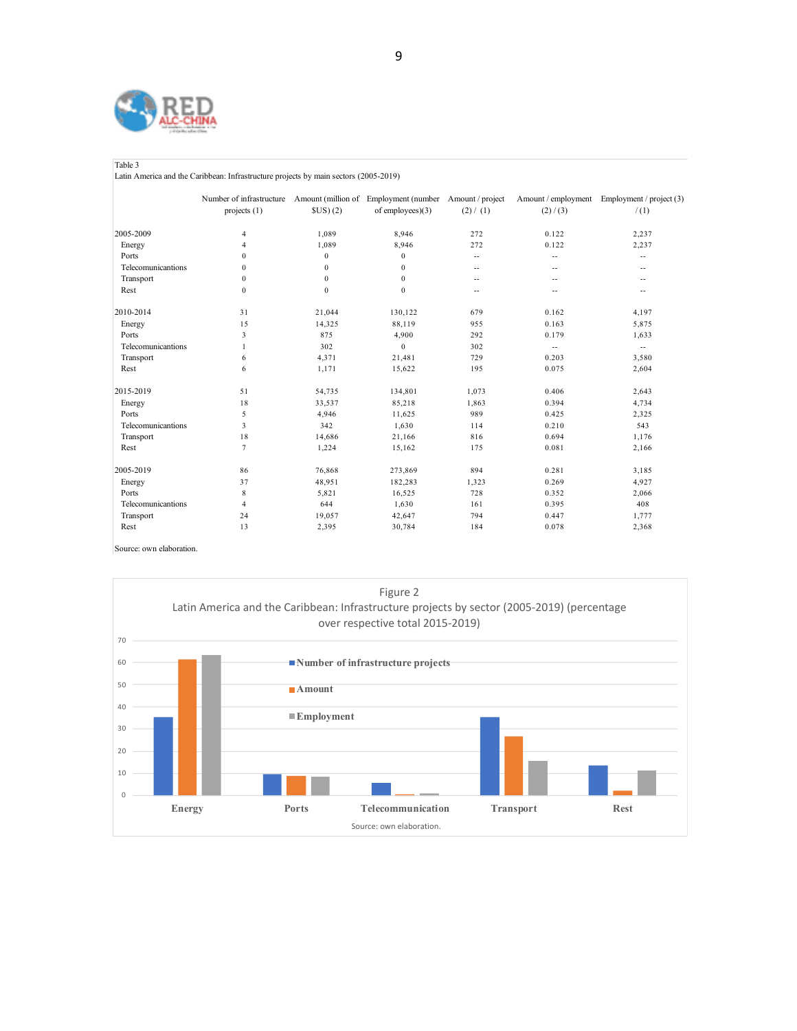Table 3
Latin America and the Caribbean: Infrastructure projects by main sectors (2005-2019)

| | Number of infrastructure projects (1) | Amount (million of $US) (2) | Employment (number of employees)(3) | Amount / project (2) / (1) | Amount / employment (2) / (3) | Employment / project (3) / (1) |
|---|---|---|---|---|---|---|
| 2005-2009 | 4 | 1,089 | 8,946 | 272 | 0.122 | 2,237 |
| Energy | 4 | 1,089 | 8,946 | 272 | 0.122 | 2,237 |
| Ports | 0 | 0 | 0 | -- | -- | -- |
| Telecomunicantions | 0 | 0 | 0 | -- | -- | -- |
| Transport | 0 | 0 | 0 | -- | -- | -- |
| Rest | 0 | 0 | 0 | -- | -- | -- |
| 2010-2014 | 31 | 21,044 | 130,122 | 679 | 0.162 | 4,197 |
| Energy | 15 | 14,325 | 88,119 | 955 | 0.163 | 5,875 |
| Ports | 3 | 875 | 4,900 | 292 | 0.179 | 1,633 |
| Telecomunicantions | 1 | 302 | 0 | 302 | -- | -- |
| Transport | 6 | 4,371 | 21,481 | 729 | 0.203 | 3,580 |
| Rest | 6 | 1,171 | 15,622 | 195 | 0.075 | 2,604 |
| 2015-2019 | 51 | 54,735 | 134,801 | 1,073 | 0.406 | 2,643 |
| Energy | 18 | 33,537 | 85,218 | 1,863 | 0.394 | 4,734 |
| Ports | 5 | 4,946 | 11,625 | 989 | 0.425 | 2,325 |
| Telecomunicantions | 3 | 342 | 1,630 | 114 | 0.210 | 543 |
| Transport | 18 | 14,686 | 21,166 | 816 | 0.694 | 1,176 |
| Rest | 7 | 1,224 | 15,162 | 175 | 0.081 | 2,166 |
| 2005-2019 | 86 | 76,868 | 273,869 | 894 | 0.281 | 3,185 |
| Energy | 37 | 48,951 | 182,283 | 1,323 | 0.269 | 4,927 |
| Ports | 8 | 5,821 | 16,525 | 728 | 0.352 | 2,066 |
| Telecomunicantions | 4 | 644 | 1,630 | 161 | 0.395 | 408 |
| Transport | 24 | 19,057 | 42,647 | 794 | 0.447 | 1,777 |
| Rest | 13 | 2,395 | 30,784 | 184 | 0.078 | 2,368 |

Source: own elaboration.

Figure 2
Latin America and the Caribbean: Infrastructure projects by sector (2005-2019) (percentage over respective total 2015-2019)

Source: own elaboration.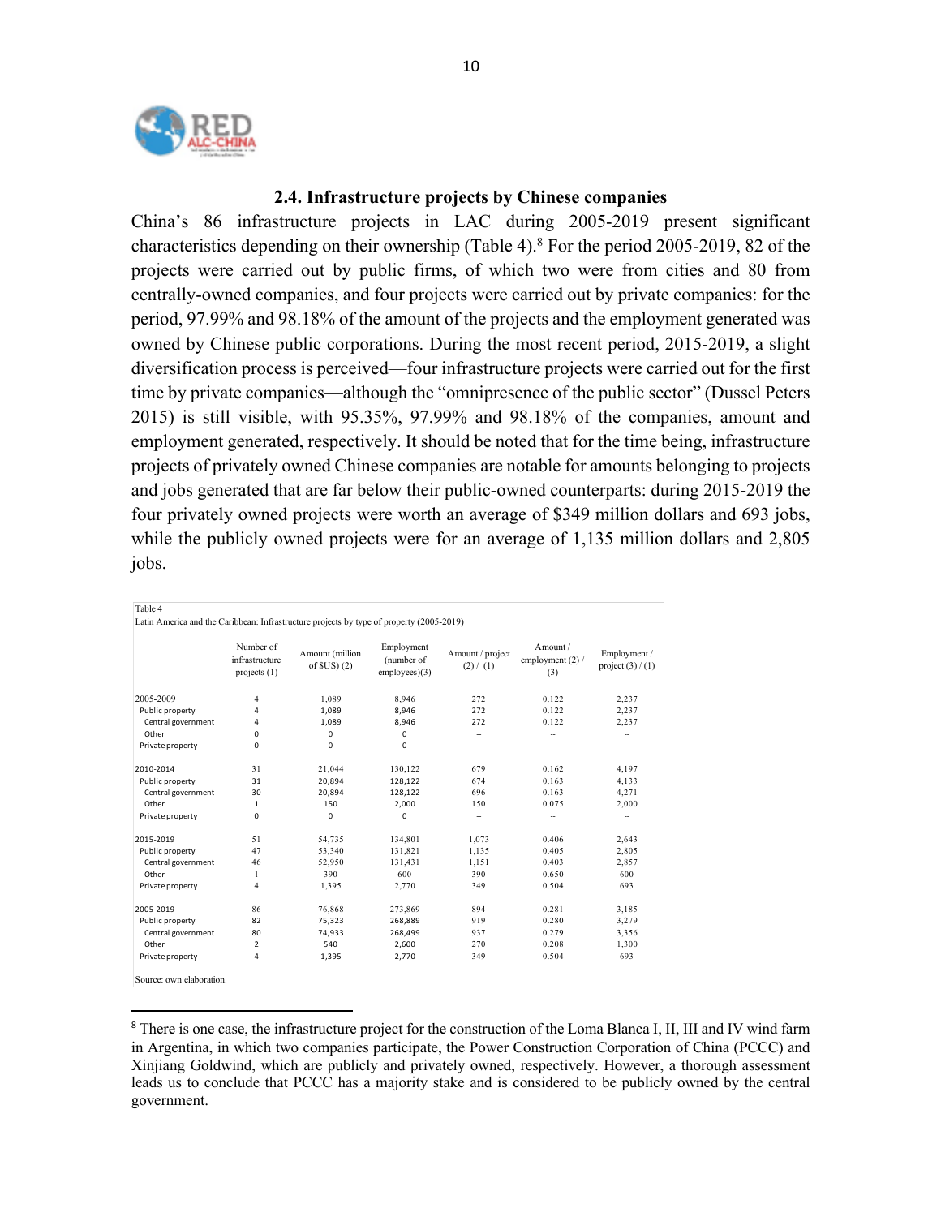### 2.4. Infrastructure projects by Chinese companies

China's 86 infrastructure projects in LAC during 2005-2019 present significant characteristics depending on their ownership (Table 4).[8] For the period 2005-2019, 82 of the projects were carried out by public firms, of which two were from cities and 80 from centrally-owned companies, and four projects were carried out by private companies: for the period, 97.99% and 98.18% of the amount of the projects and the employment generated was owned by Chinese public corporations. During the most recent period, 2015-2019, a slight diversification process is perceived—four infrastructure projects were carried out for the first time by private companies—although the "omnipresence of the public sector" (Dussel Peters 2015) is still visible, with 95.35%, 97.99% and 98.18% of the companies, amount and employment generated, respectively. It should be noted that for the time being, infrastructure projects of privately owned Chinese companies are notable for amounts belonging to projects and jobs generated that are far below their public-owned counterparts: during 2015-2019 the four privately owned projects were worth an average of $349 million dollars and 693 jobs, while the publicly owned projects were for an average of 1,135 million dollars and 2,805 jobs.

Table 4

Latin America and the Caribbean: Infrastructure projects by type of property (2005-2019)

| | Number of infrastructure projects (1) | Amount (million of $US) (2) | Employment (number of employees)(3) | Amount / project (2) / (1) | Amount / employment (2) / (3) | Employment / project (3) / (1) |
|---|---|---|---|---|---|---|
| 2005-2009 | 4 | 1,089 | 8,946 | 272 | 0.122 | 2,237 |
| Public property | 4 | 1,089 | 8,946 | 272 | 0.122 | 2,237 |
| Central government | 4 | 1,089 | 8,946 | 272 | 0.122 | 2,237 |
| Other | 0 | 0 | 0 | -- | -- | -- |
| Private property | 0 | 0 | 0 | -- | -- | -- |
| 2010-2014 | 31 | 21,044 | 130,122 | 679 | 0.162 | 4,197 |
| Public property | 31 | 20,894 | 128,122 | 674 | 0.163 | 4,133 |
| Central government | 30 | 20,894 | 128,122 | 696 | 0.163 | 4,271 |
| Other | 1 | 150 | 2,000 | 150 | 0.075 | 2,000 |
| Private property | 0 | 0 | 0 | -- | -- | -- |
| 2015-2019 | 51 | 54,735 | 134,801 | 1,073 | 0.406 | 2,643 |
| Public property | 47 | 53,340 | 131,821 | 1,135 | 0.405 | 2,805 |
| Central government | 46 | 52,950 | 131,431 | 1,151 | 0.403 | 2,857 |
| Other | 1 | 390 | 600 | 390 | 0.650 | 600 |
| Private property | 4 | 1,395 | 2,770 | 349 | 0.504 | 693 |
| 2005-2019 | 86 | 76,868 | 273,869 | 894 | 0.281 | 3,185 |
| Public property | 82 | 75,323 | 268,889 | 919 | 0.280 | 3,279 |
| Central government | 80 | 74,933 | 268,499 | 937 | 0.279 | 3,356 |
| Other | 2 | 540 | 2,600 | 270 | 0.208 | 1,300 |
| Private property | 4 | 1,395 | 2,770 | 349 | 0.504 | 693 |

Source: own elaboration.

[8] There is one case, the infrastructure project for the construction of the Loma Blanca I, II, III and IV wind farm in Argentina, in which two companies participate, the Power Construction Corporation of China (PCCC) and Xinjiang Goldwind, which are publicly and privately owned, respectively. However, a thorough assessment leads us to conclude that PCCC has a majority stake and is considered to be publicly owned by the central government.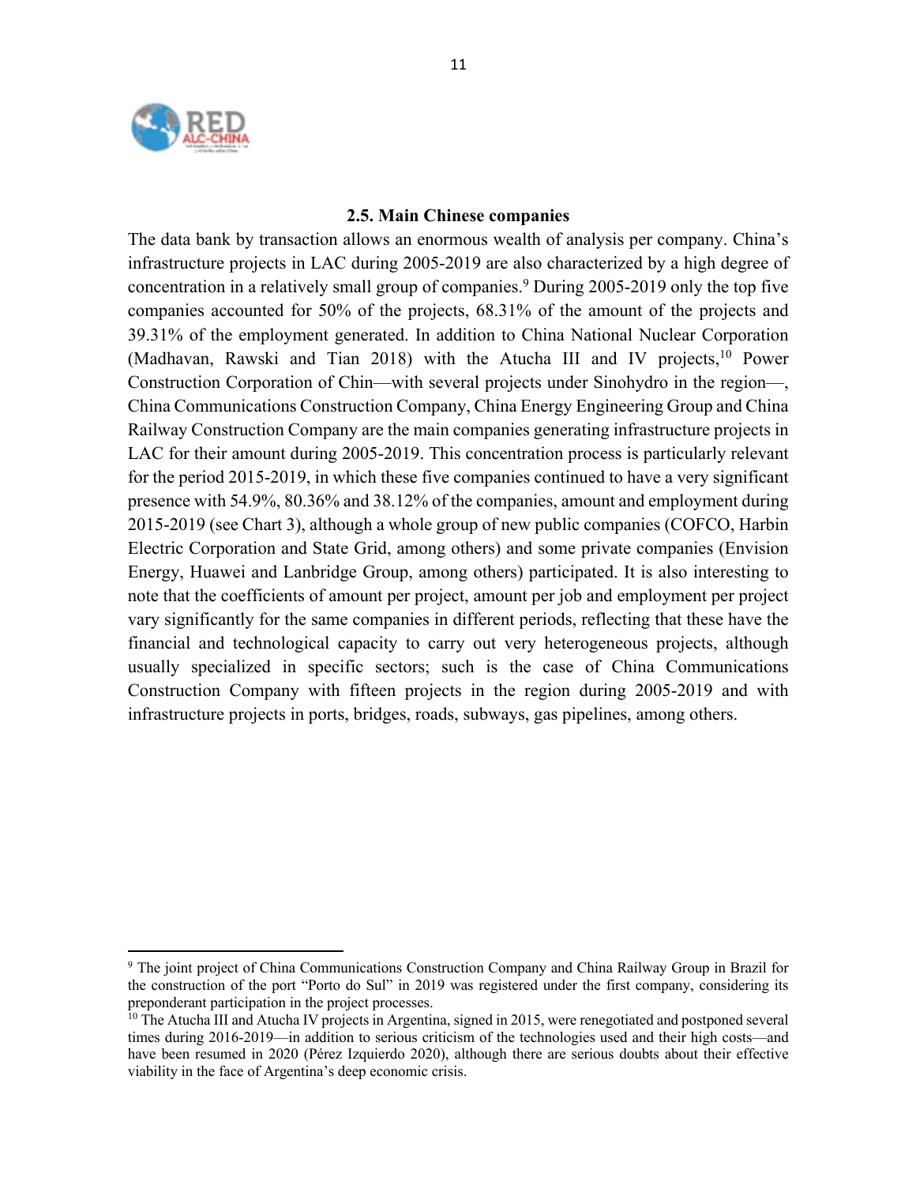### 2.5. Main Chinese companies

The data bank by transaction allows an enormous wealth of analysis per company. China's infrastructure projects in LAC during 2005-2019 are also characterized by a high degree of concentration in a relatively small group of companies.[9] During 2005-2019 only the top five companies accounted for 50% of the projects, 68.31% of the amount of the projects and 39.31% of the employment generated. In addition to China National Nuclear Corporation (Madhavan, Rawski and Tian 2018) with the Atucha III and IV projects,[10] Power Construction Corporation of Chin—with several projects under Sinohydro in the region—, China Communications Construction Company, China Energy Engineering Group and China Railway Construction Company are the main companies generating infrastructure projects in LAC for their amount during 2005-2019. This concentration process is particularly relevant for the period 2015-2019, in which these five companies continued to have a very significant presence with 54.9%, 80.36% and 38.12% of the companies, amount and employment during 2015-2019 (see Chart 3), although a whole group of new public companies (COFCO, Harbin Electric Corporation and State Grid, among others) and some private companies (Envision Energy, Huawei and Lanbridge Group, among others) participated. It is also interesting to note that the coefficients of amount per project, amount per job and employment per project vary significantly for the same companies in different periods, reflecting that these have the financial and technological capacity to carry out very heterogeneous projects, although usually specialized in specific sectors; such is the case of China Communications Construction Company with fifteen projects in the region during 2005-2019 and with infrastructure projects in ports, bridges, roads, subways, gas pipelines, among others.

---

[9] The joint project of China Communications Construction Company and China Railway Group in Brazil for the construction of the port "Porto do Sul" in 2019 was registered under the first company, considering its preponderant participation in the project processes.

[10] The Atucha III and Atucha IV projects in Argentina, signed in 2015, were renegotiated and postponed several times during 2016-2019—in addition to serious criticism of the technologies used and their high costs—and have been resumed in 2020 (Pérez Izquierdo 2020), although there are serious doubts about their effective viability in the face of Argentina's deep economic crisis.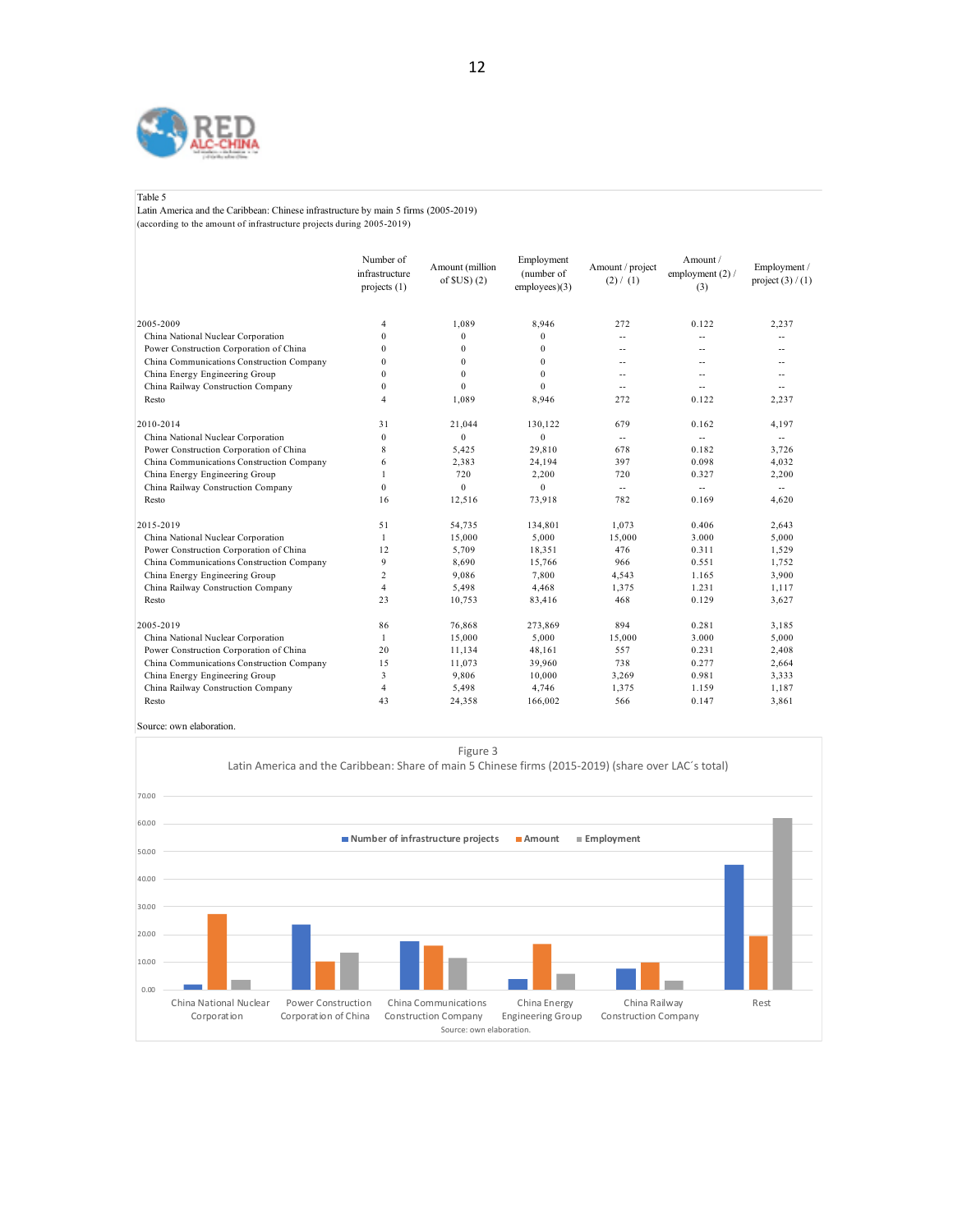Table 5
Latin America and the Caribbean: Chinese infrastructure by main 5 firms (2005-2019)
(according to the amount of infrastructure projects during 2005-2019)

| | Number of infrastructure projects (1) | Amount (million of $US) (2) | Employment (number of employees)(3) | Amount / project (2) / (1) | Amount / employment (2) / (3) | Employment / project (3) / (1) |
|---|---|---|---|---|---|---|
| 2005-2009 | 4 | 1,089 | 8,946 | 272 | 0.122 | 2,237 |
| China National Nuclear Corporation | 0 | 0 | 0 | -- | -- | -- |
| Power Construction Corporation of China | 0 | 0 | 0 | -- | -- | -- |
| China Communications Construction Company | 0 | 0 | 0 | -- | -- | -- |
| China Energy Engineering Group | 0 | 0 | 0 | -- | -- | -- |
| China Railway Construction Company | 0 | 0 | 0 | -- | -- | -- |
| Resto | 4 | 1,089 | 8,946 | 272 | 0.122 | 2,237 |
| 2010-2014 | 31 | 21,044 | 130,122 | 679 | 0.162 | 4,197 |
| China National Nuclear Corporation | 0 | 0 | 0 | -- | -- | -- |
| Power Construction Corporation of China | 8 | 5,425 | 29,810 | 678 | 0.182 | 3,726 |
| China Communications Construction Company | 6 | 2,383 | 24,194 | 397 | 0.098 | 4,032 |
| China Energy Engineering Group | 1 | 720 | 2,200 | 720 | 0.327 | 2,200 |
| China Railway Construction Company | 0 | 0 | 0 | -- | -- | -- |
| Resto | 16 | 12,516 | 73,918 | 782 | 0.169 | 4,620 |
| 2015-2019 | 51 | 54,735 | 134,801 | 1,073 | 0.406 | 2,643 |
| China National Nuclear Corporation | 1 | 15,000 | 5,000 | 15,000 | 3.000 | 5,000 |
| Power Construction Corporation of China | 12 | 5,709 | 18,351 | 476 | 0.311 | 1,529 |
| China Communications Construction Company | 9 | 8,690 | 15,766 | 966 | 0.551 | 1,752 |
| China Energy Engineering Group | 2 | 9,086 | 7,800 | 4,543 | 1.165 | 3,900 |
| China Railway Construction Company | 4 | 5,498 | 4,468 | 1,375 | 1.231 | 1,117 |
| Resto | 23 | 10,753 | 83,416 | 468 | 0.129 | 3,627 |
| 2005-2019 | 86 | 76,868 | 273,869 | 894 | 0.281 | 3,185 |
| China National Nuclear Corporation | 1 | 15,000 | 5,000 | 15,000 | 3.000 | 5,000 |
| Power Construction Corporation of China | 20 | 11,134 | 48,161 | 557 | 0.231 | 2,408 |
| China Communications Construction Company | 15 | 11,073 | 39,960 | 738 | 0.277 | 2,664 |
| China Energy Engineering Group | 3 | 9,806 | 10,000 | 3,269 | 0.981 | 3,333 |
| China Railway Construction Company | 4 | 5,498 | 4,746 | 1,375 | 1.159 | 1,187 |
| Resto | 43 | 24,358 | 166,002 | 566 | 0.147 | 3,861 |

Source: own elaboration.

Figure 3
Latin America and the Caribbean: Share of main 5 Chinese firms (2015-2019) (share over LAC´s total)

Source: own elaboration.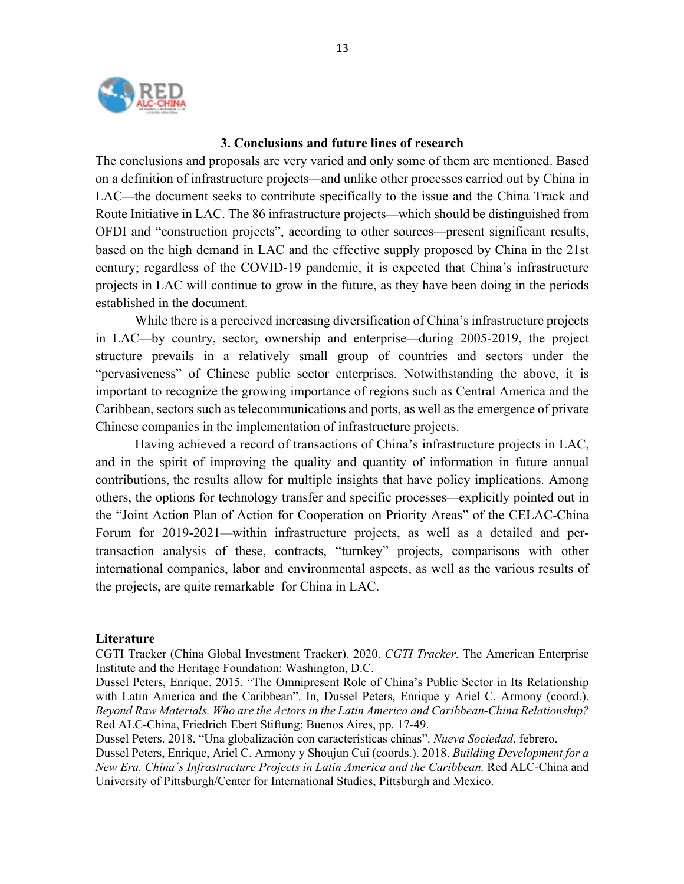### 3. Conclusions and future lines of research

The conclusions and proposals are very varied and only some of them are mentioned. Based on a definition of infrastructure projects—and unlike other processes carried out by China in LAC—the document seeks to contribute specifically to the issue and the China Track and Route Initiative in LAC. The 86 infrastructure projects—which should be distinguished from OFDI and "construction projects", according to other sources—present significant results, based on the high demand in LAC and the effective supply proposed by China in the 21st century; regardless of the COVID-19 pandemic, it is expected that China´s infrastructure projects in LAC will continue to grow in the future, as they have been doing in the periods established in the document.

While there is a perceived increasing diversification of China's infrastructure projects in LAC—by country, sector, ownership and enterprise—during 2005-2019, the project structure prevails in a relatively small group of countries and sectors under the "pervasiveness" of Chinese public sector enterprises. Notwithstanding the above, it is important to recognize the growing importance of regions such as Central America and the Caribbean, sectors such as telecommunications and ports, as well as the emergence of private Chinese companies in the implementation of infrastructure projects.

Having achieved a record of transactions of China's infrastructure projects in LAC, and in the spirit of improving the quality and quantity of information in future annual contributions, the results allow for multiple insights that have policy implications. Among others, the options for technology transfer and specific processes—explicitly pointed out in the "Joint Action Plan of Action for Cooperation on Priority Areas" of the CELAC-China Forum for 2019-2021—within infrastructure projects, as well as a detailed and per-transaction analysis of these, contracts, "turnkey" projects, comparisons with other international companies, labor and environmental aspects, as well as the various results of the projects, are quite remarkable for China in LAC.

### Literature

CGTI Tracker (China Global Investment Tracker). 2020. *CGTI Tracker*. The American Enterprise Institute and the Heritage Foundation: Washington, D.C.

Dussel Peters, Enrique. 2015. "The Omnipresent Role of China's Public Sector in Its Relationship with Latin America and the Caribbean". In, Dussel Peters, Enrique y Ariel C. Armony (coord.). *Beyond Raw Materials. Who are the Actors in the Latin America and Caribbean-China Relationship?* Red ALC-China, Friedrich Ebert Stiftung: Buenos Aires, pp. 17-49.

Dussel Peters. 2018. "Una globalización con características chinas". *Nueva Sociedad*, febrero.

Dussel Peters, Enrique, Ariel C. Armony y Shoujun Cui (coords.). 2018. *Building Development for a New Era. China´s Infrastructure Projects in Latin America and the Caribbean.* Red ALC-China and University of Pittsburgh/Center for International Studies, Pittsburgh and Mexico.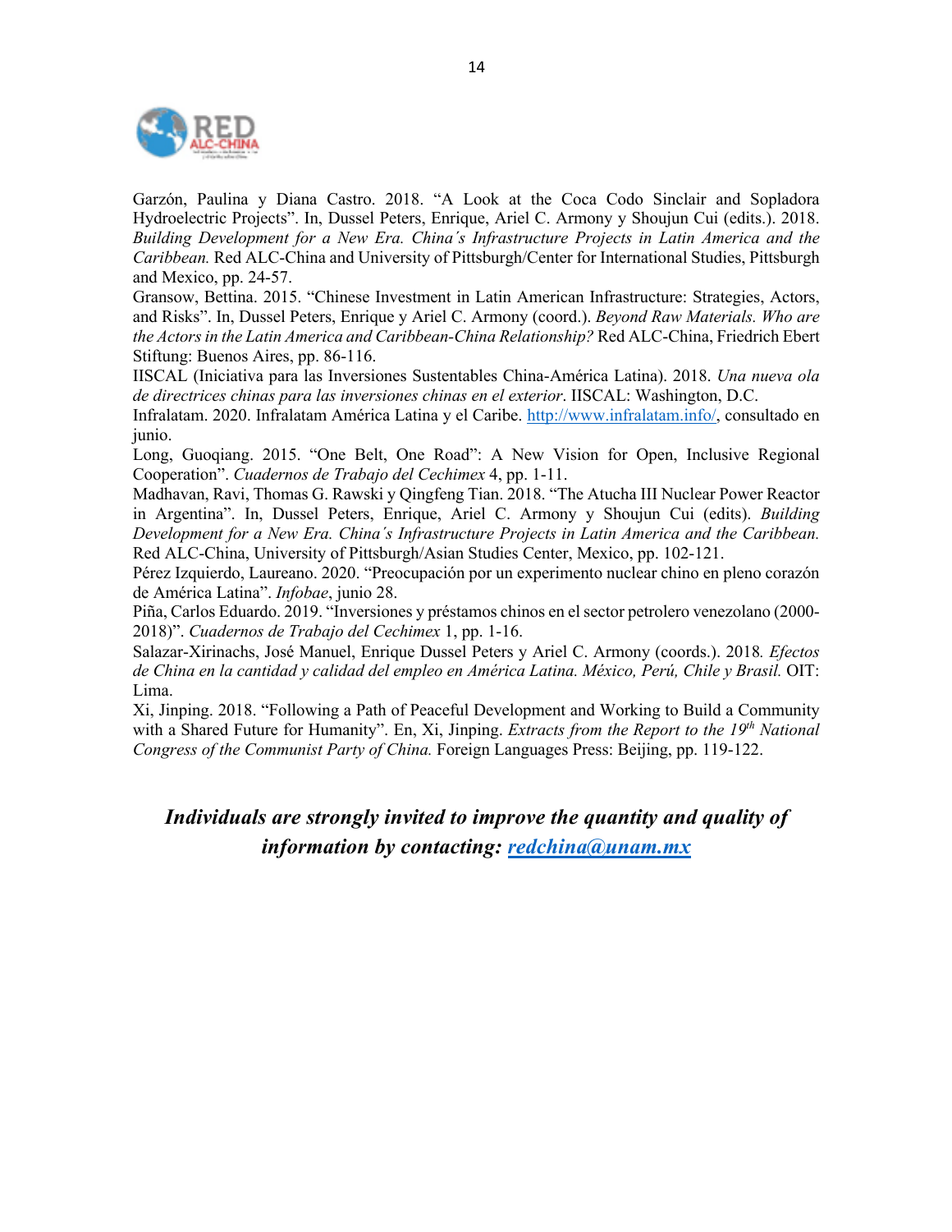Garzón, Paulina y Diana Castro. 2018. "A Look at the Coca Codo Sinclair and Sopladora Hydroelectric Projects". In, Dussel Peters, Enrique, Ariel C. Armony y Shoujun Cui (edits.). 2018. *Building Development for a New Era. China´s Infrastructure Projects in Latin America and the Caribbean.* Red ALC-China and University of Pittsburgh/Center for International Studies, Pittsburgh and Mexico, pp. 24-57.

Gransow, Bettina. 2015. "Chinese Investment in Latin American Infrastructure: Strategies, Actors, and Risks". In, Dussel Peters, Enrique y Ariel C. Armony (coord.). *Beyond Raw Materials. Who are the Actors in the Latin America and Caribbean-China Relationship?* Red ALC-China, Friedrich Ebert Stiftung: Buenos Aires, pp. 86-116.

IISCAL (Iniciativa para las Inversiones Sustentables China-América Latina). 2018. *Una nueva ola de directrices chinas para las inversiones chinas en el exterior*. IISCAL: Washington, D.C.

Infralatam. 2020. Infralatam América Latina y el Caribe. http://www.infralatam.info/, consultado en junio.

Long, Guoqiang. 2015. "One Belt, One Road": A New Vision for Open, Inclusive Regional Cooperation". *Cuadernos de Trabajo del Cechimex* 4, pp. 1-11.

Madhavan, Ravi, Thomas G. Rawski y Qingfeng Tian. 2018. "The Atucha III Nuclear Power Reactor in Argentina". In, Dussel Peters, Enrique, Ariel C. Armony y Shoujun Cui (edits). *Building Development for a New Era. China´s Infrastructure Projects in Latin America and the Caribbean.* Red ALC-China, University of Pittsburgh/Asian Studies Center, Mexico, pp. 102-121.

Pérez Izquierdo, Laureano. 2020. "Preocupación por un experimento nuclear chino en pleno corazón de América Latina". *Infobae*, junio 28.

Piña, Carlos Eduardo. 2019. "Inversiones y préstamos chinos en el sector petrolero venezolano (2000-2018)". *Cuadernos de Trabajo del Cechimex* 1, pp. 1-16.

Salazar-Xirinachs, José Manuel, Enrique Dussel Peters y Ariel C. Armony (coords.). 2018. *Efectos de China en la cantidad y calidad del empleo en América Latina. México, Perú, Chile y Brasil.* OIT: Lima.

Xi, Jinping. 2018. "Following a Path of Peaceful Development and Working to Build a Community with a Shared Future for Humanity". En, Xi, Jinping. *Extracts from the Report to the 19th National Congress of the Communist Party of China.* Foreign Languages Press: Beijing, pp. 119-122.

***Individuals are strongly invited to improve the quantity and quality of information by contacting: redchina@unam.mx***